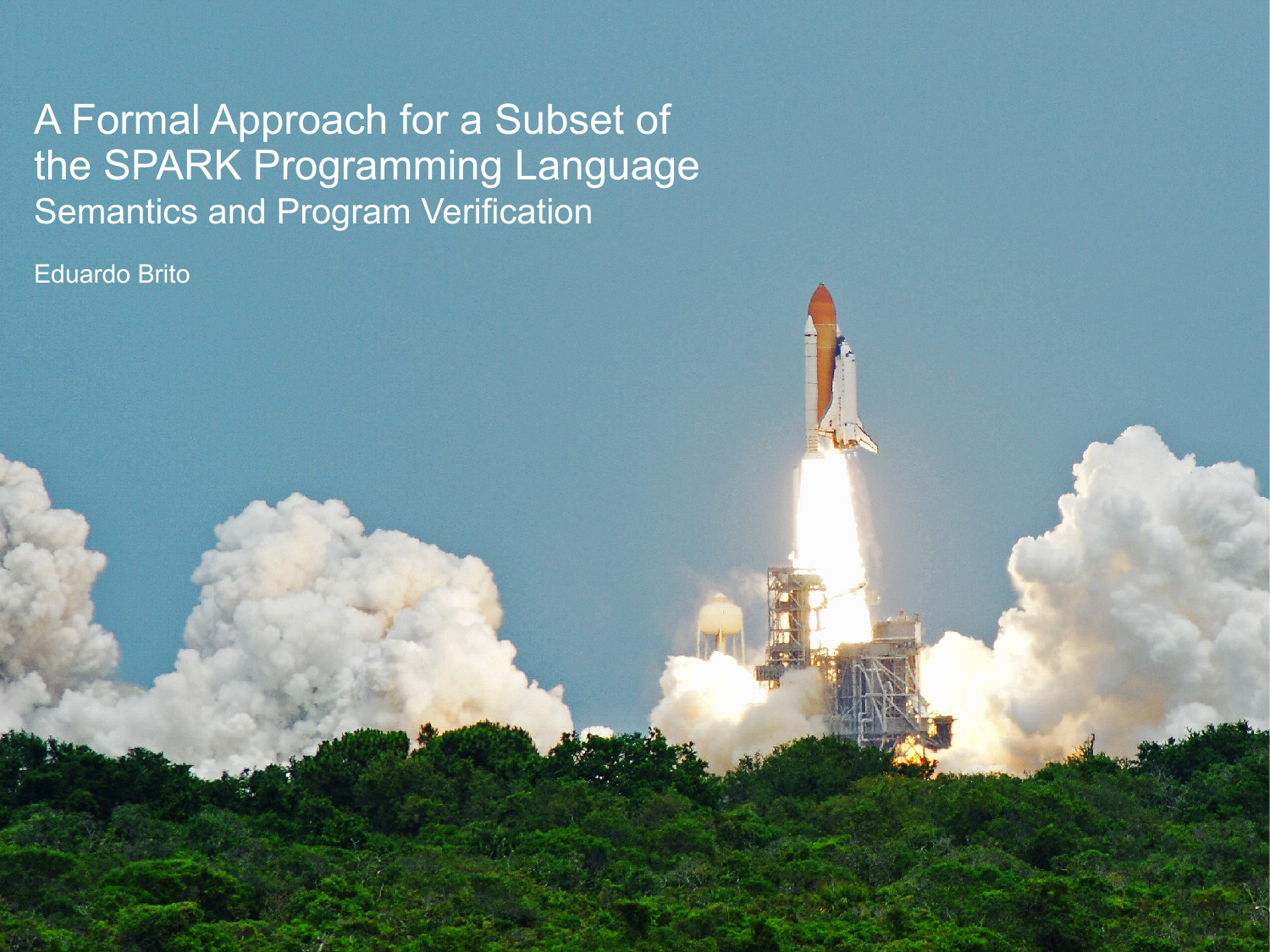# A Formal Approach for a Subset of the SPARK Programming Language

## Semantics and Program Verification

Eduardo Brito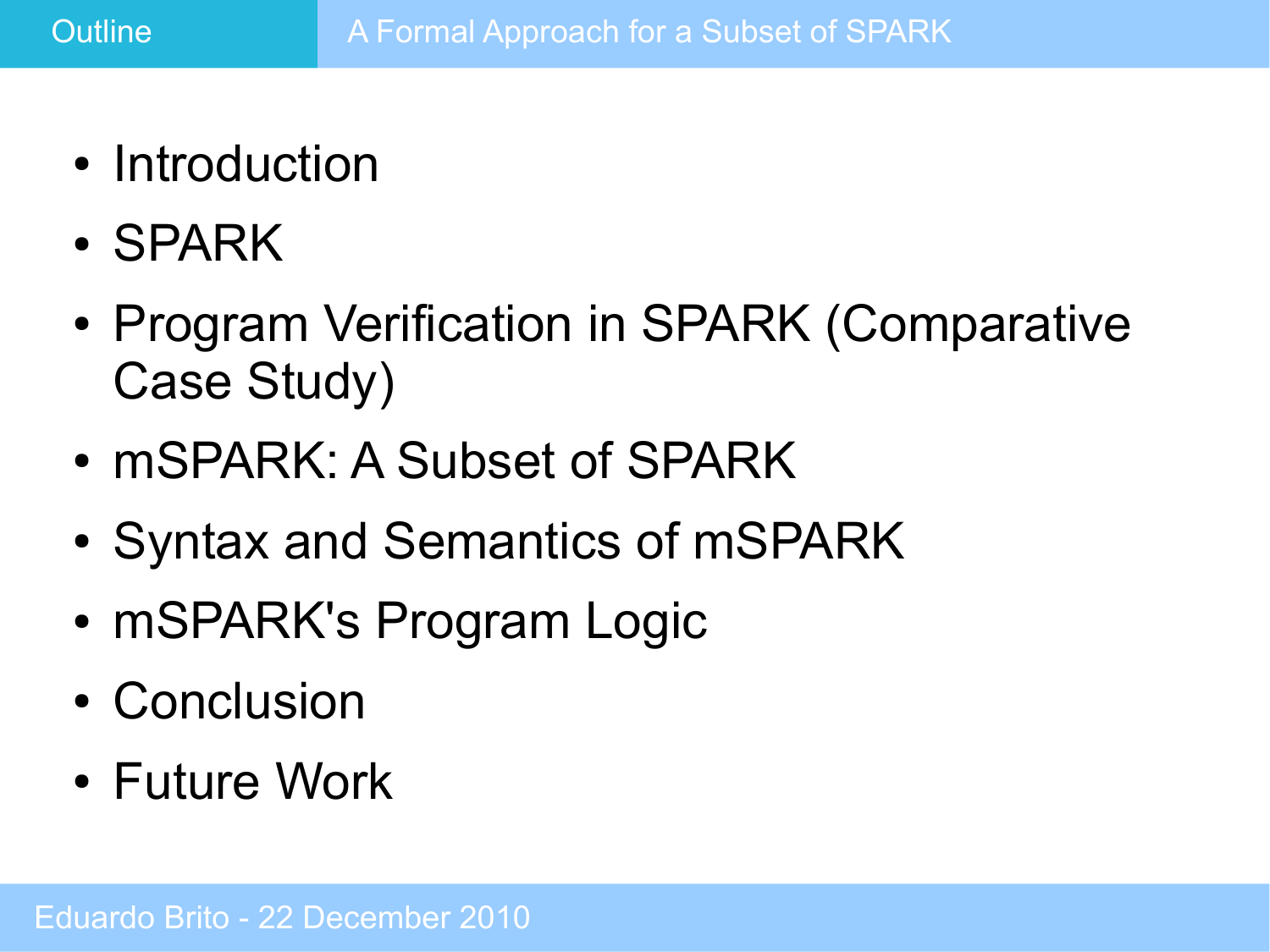# Outline

- Introduction
- SPARK
- Program Verification in SPARK (Comparative Case Study)
- mSPARK: A Subset of SPARK
- Syntax and Semantics of mSPARK
- mSPARK's Program Logic
- Conclusion
- Future Work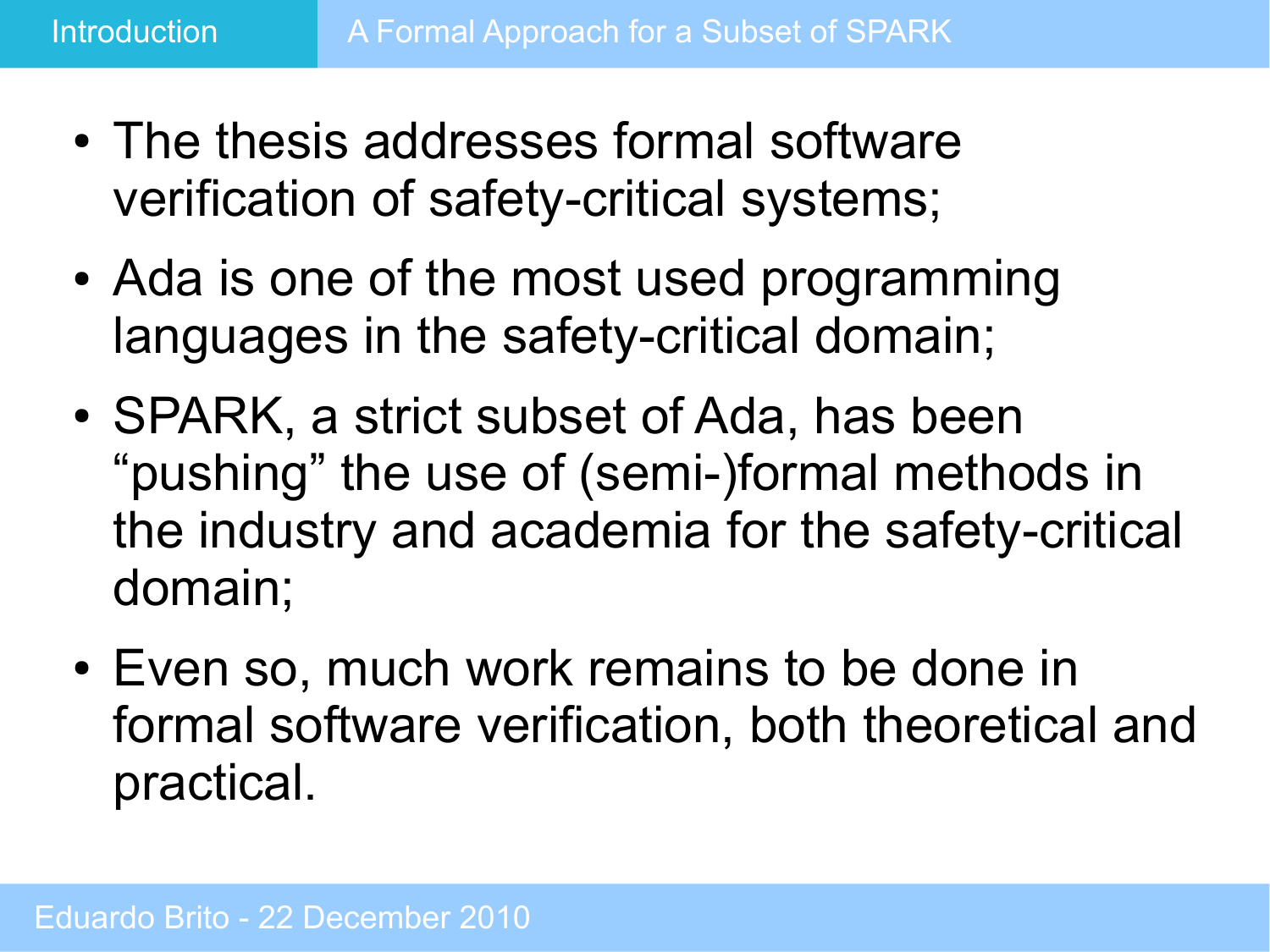- The thesis addresses formal software verification of safety-critical systems;
- Ada is one of the most used programming languages in the safety-critical domain;
- SPARK, a strict subset of Ada, has been “pushing” the use of (semi-)formal methods in the industry and academia for the safety-critical domain;
- Even so, much work remains to be done in formal software verification, both theoretical and practical.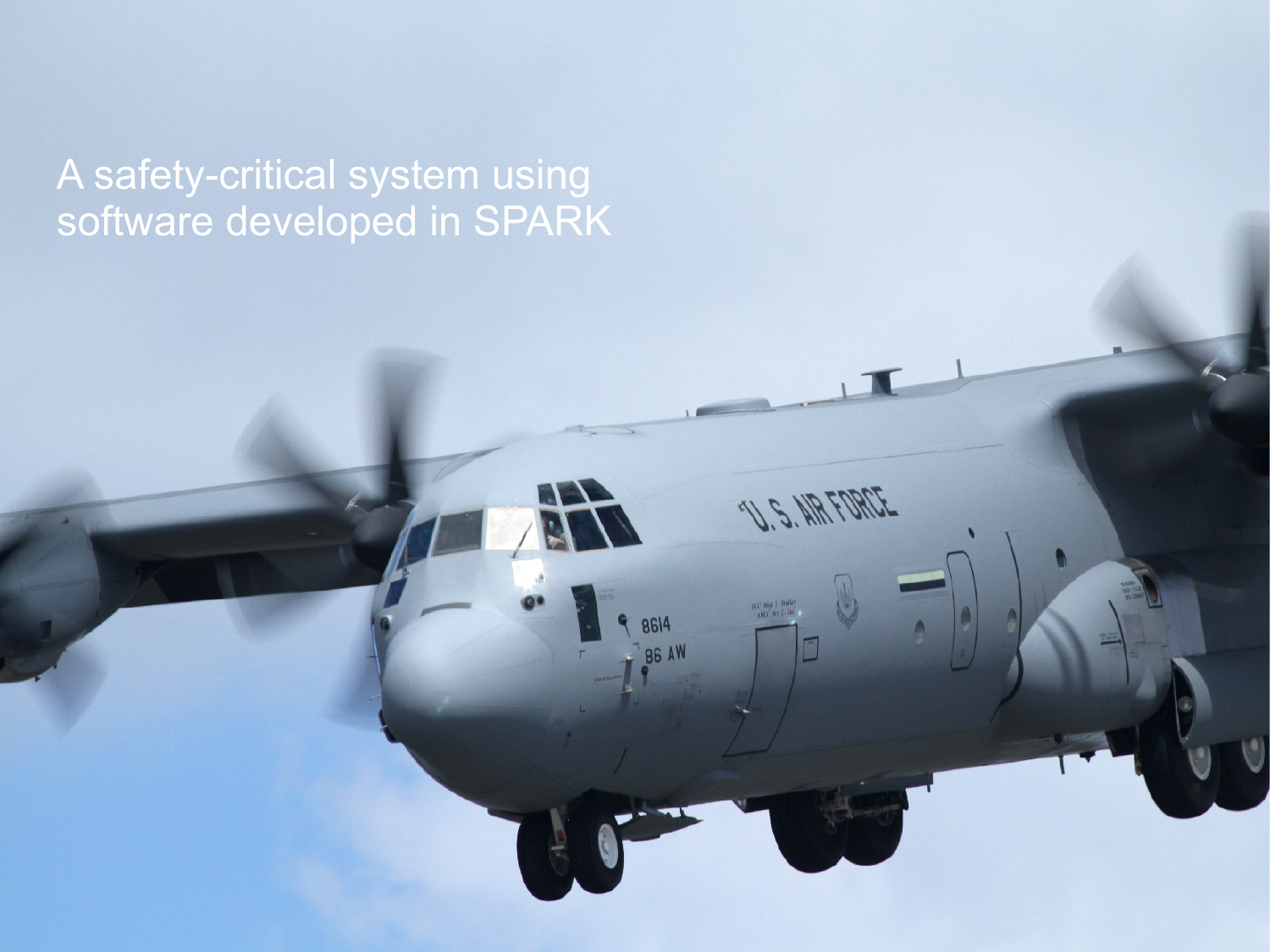A safety-critical system using software developed in SPARK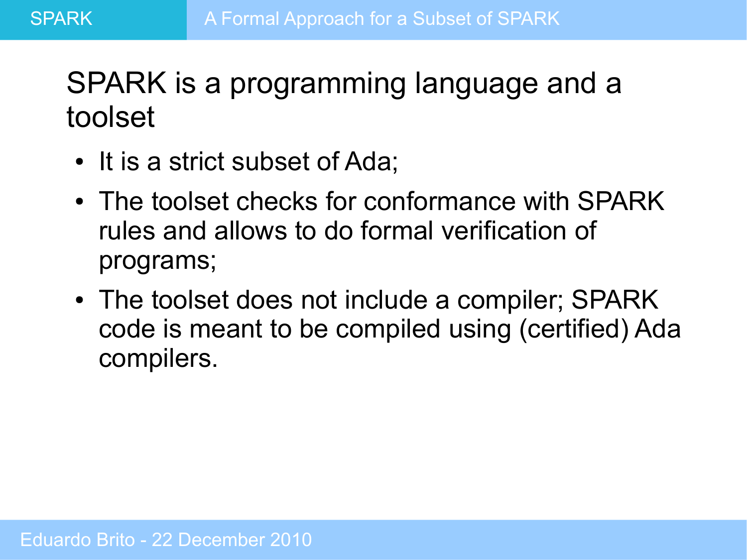## SPARK is a programming language and a toolset

- It is a strict subset of Ada;
- The toolset checks for conformance with SPARK rules and allows to do formal verification of programs;
- The toolset does not include a compiler; SPARK code is meant to be compiled using (certified) Ada compilers.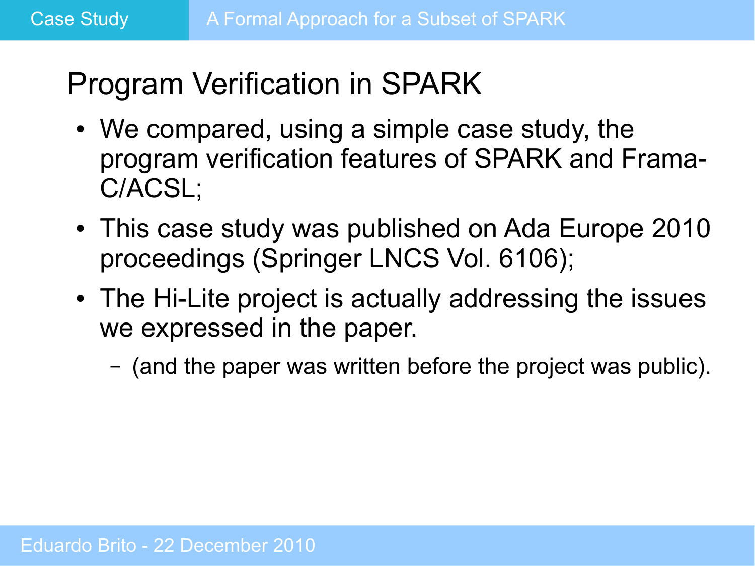## Program Verification in SPARK

- We compared, using a simple case study, the program verification features of SPARK and Frama-C/ACSL;
- This case study was published on Ada Europe 2010 proceedings (Springer LNCS Vol. 6106);
- The Hi-Lite project is actually addressing the issues we expressed in the paper.
  - (and the paper was written before the project was public).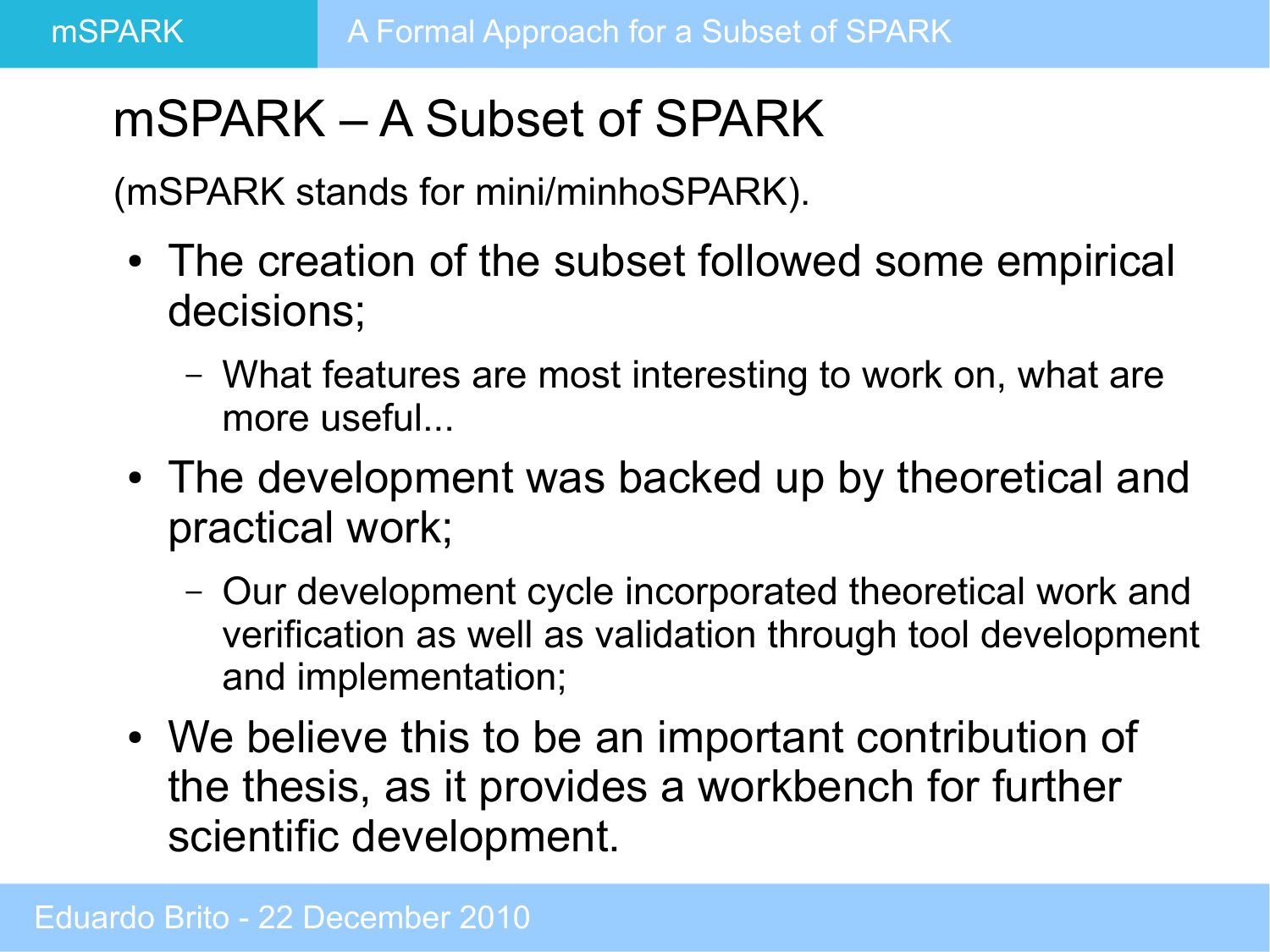# mSPARK – A Subset of SPARK

(mSPARK stands for mini/minhoSPARK).

- The creation of the subset followed some empirical decisions;
  - What features are most interesting to work on, what are more useful...
- The development was backed up by theoretical and practical work;
  - Our development cycle incorporated theoretical work and verification as well as validation through tool development and implementation;
- We believe this to be an important contribution of the thesis, as it provides a workbench for further scientific development.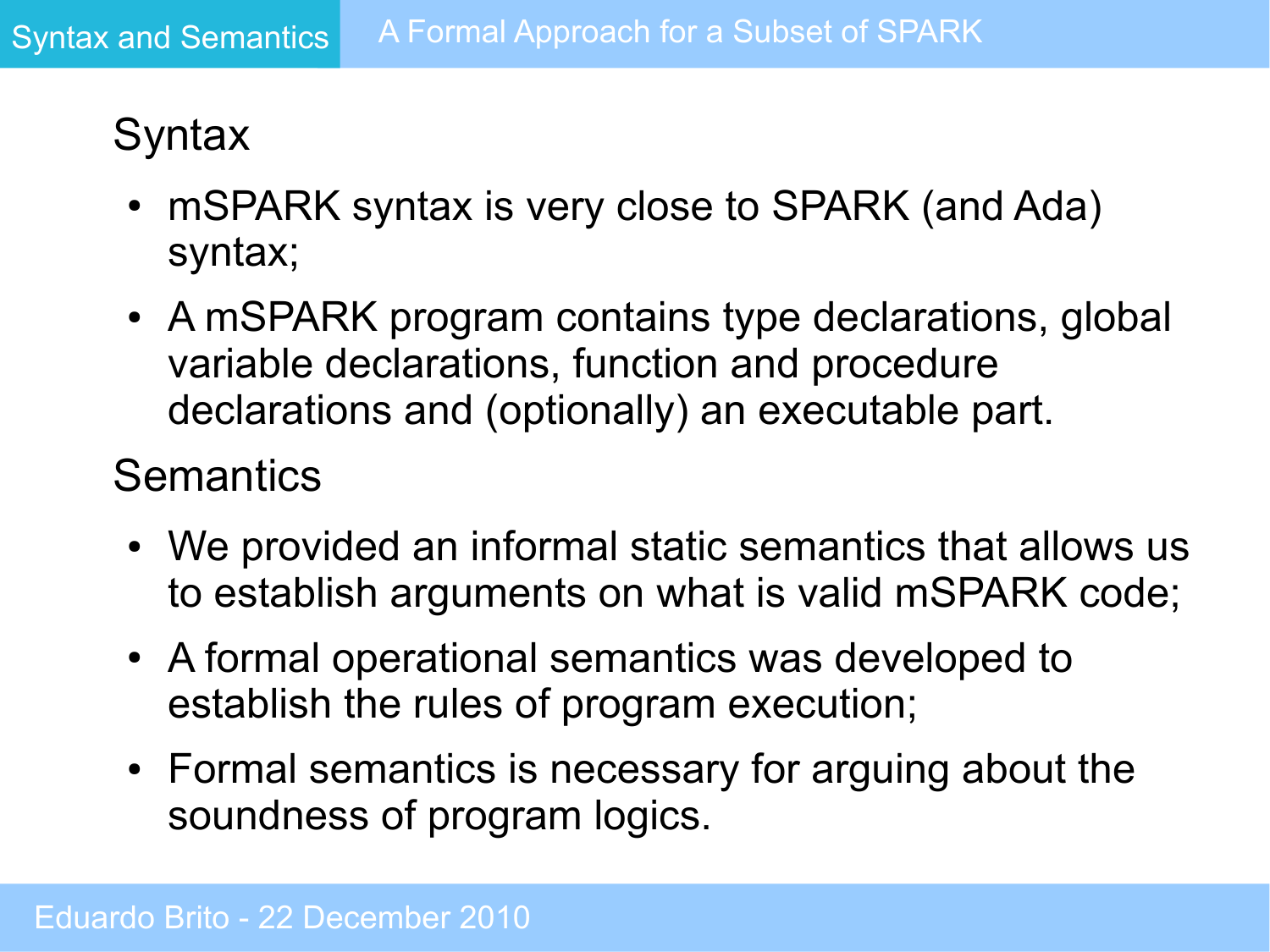## Syntax

- mSPARK syntax is very close to SPARK (and Ada) syntax;
- A mSPARK program contains type declarations, global variable declarations, function and procedure declarations and (optionally) an executable part.

## Semantics

- We provided an informal static semantics that allows us to establish arguments on what is valid mSPARK code;
- A formal operational semantics was developed to establish the rules of program execution;
- Formal semantics is necessary for arguing about the soundness of program logics.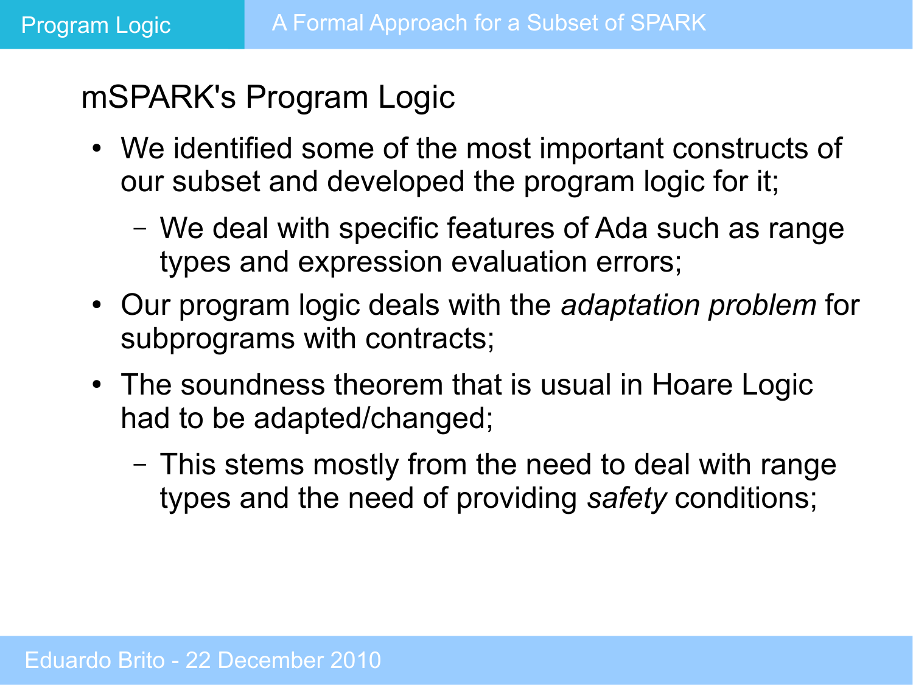## mSPARK's Program Logic

- We identified some of the most important constructs of our subset and developed the program logic for it;
  - We deal with specific features of Ada such as range types and expression evaluation errors;
- Our program logic deals with the *adaptation problem* for subprograms with contracts;
- The soundness theorem that is usual in Hoare Logic had to be adapted/changed;
  - This stems mostly from the need to deal with range types and the need of providing *safety* conditions;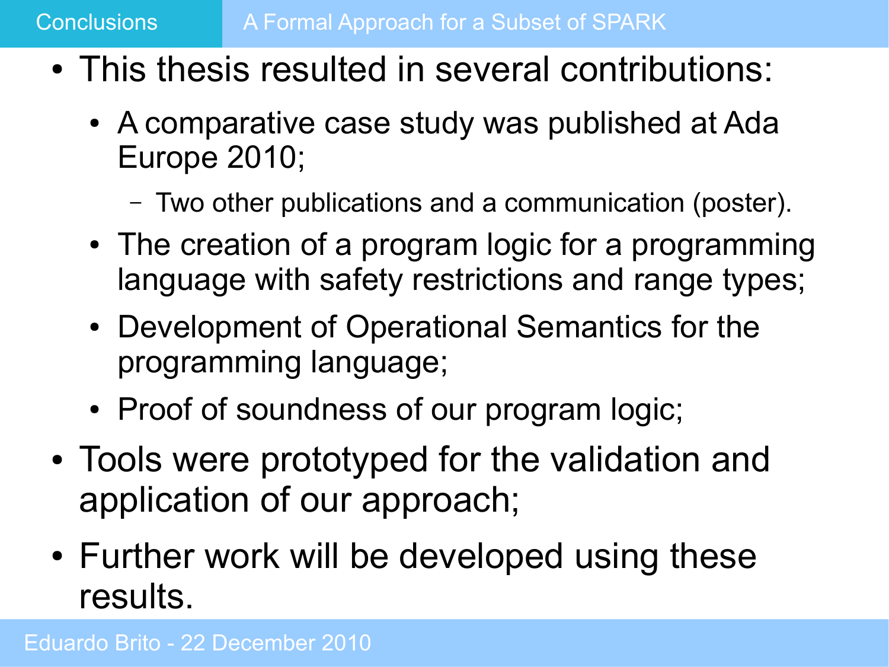## Conclusions

- This thesis resulted in several contributions:
  - A comparative case study was published at Ada Europe 2010;
    - Two other publications and a communication (poster).
  - The creation of a program logic for a programming language with safety restrictions and range types;
  - Development of Operational Semantics for the programming language;
  - Proof of soundness of our program logic;
- Tools were prototyped for the validation and application of our approach;
- Further work will be developed using these results.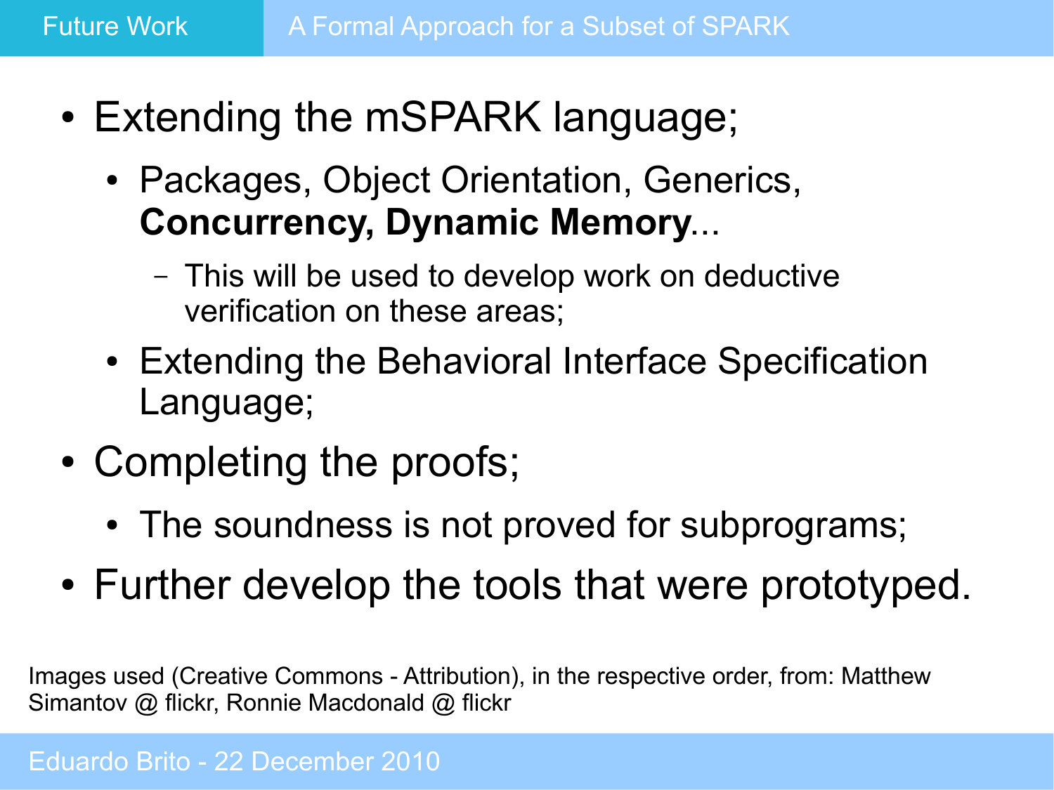## Future Work

- Extending the mSPARK language;
  - Packages, Object Orientation, Generics, **Concurrency, Dynamic Memory**...
    - This will be used to develop work on deductive verification on these areas;
  - Extending the Behavioral Interface Specification Language;
- Completing the proofs;
  - The soundness is not proved for subprograms;
- Further develop the tools that were prototyped.

Images used (Creative Commons - Attribution), in the respective order, from: Matthew Simantov @ flickr, Ronnie Macdonald @ flickr